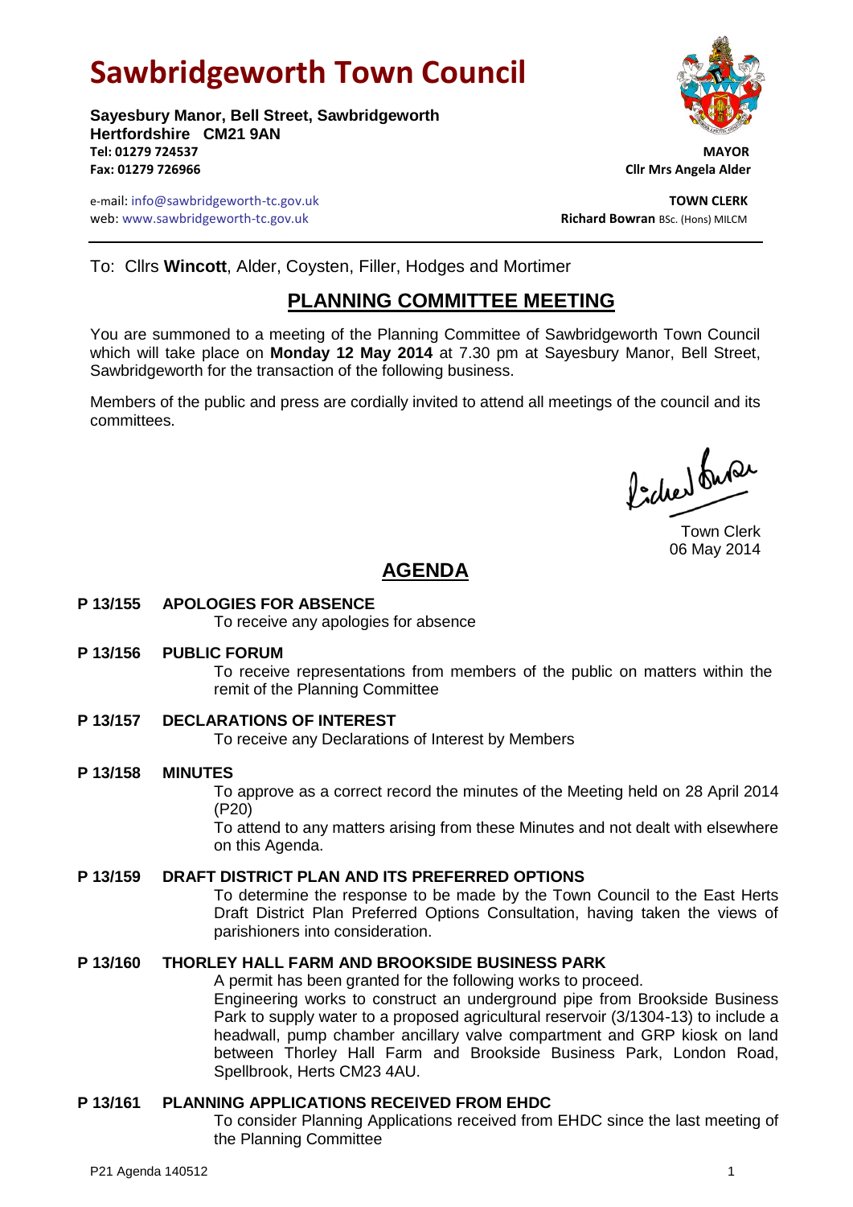# Sawbridgeworth Town Council

**Sayesbury Manor, Bell Street, Sawbridgeworth**
**Hertfordshire CM21 9AN**
**Tel: 01279 724537**
**Fax: 01279 726966**

**MAYOR**
**Cllr Mrs Angela Alder**

e-mail: info@sawbridgeworth-tc.gov.uk
web: www.sawbridgeworth-tc.gov.uk

**TOWN CLERK**
**Richard Bowran** BSc. (Hons) MILCM

To: Cllrs **Wincott**, Alder, Coysten, Filler, Hodges and Mortimer

## PLANNING COMMITTEE MEETING

You are summoned to a meeting of the Planning Committee of Sawbridgeworth Town Council which will take place on **Monday 12 May 2014** at 7.30 pm at Sayesbury Manor, Bell Street, Sawbridgeworth for the transaction of the following business.

Members of the public and press are cordially invited to attend all meetings of the council and its committees.

Town Clerk
06 May 2014

## AGENDA

**P 13/155 APOLOGIES FOR ABSENCE**

To receive any apologies for absence

**P 13/156 PUBLIC FORUM**

To receive representations from members of the public on matters within the remit of the Planning Committee

**P 13/157 DECLARATIONS OF INTEREST**

To receive any Declarations of Interest by Members

**P 13/158 MINUTES**

To approve as a correct record the minutes of the Meeting held on 28 April 2014 (P20)

To attend to any matters arising from these Minutes and not dealt with elsewhere on this Agenda.

**P 13/159 DRAFT DISTRICT PLAN AND ITS PREFERRED OPTIONS**

To determine the response to be made by the Town Council to the East Herts Draft District Plan Preferred Options Consultation, having taken the views of parishioners into consideration.

**P 13/160 THORLEY HALL FARM AND BROOKSIDE BUSINESS PARK**

A permit has been granted for the following works to proceed.

Engineering works to construct an underground pipe from Brookside Business Park to supply water to a proposed agricultural reservoir (3/1304-13) to include a headwall, pump chamber ancillary valve compartment and GRP kiosk on land between Thorley Hall Farm and Brookside Business Park, London Road, Spellbrook, Herts CM23 4AU.

**P 13/161 PLANNING APPLICATIONS RECEIVED FROM EHDC**

To consider Planning Applications received from EHDC since the last meeting of the Planning Committee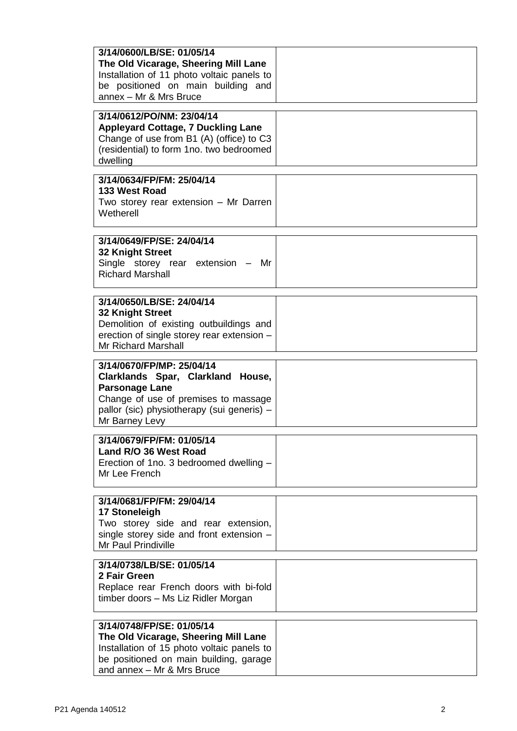| | |
|---|---|
| **3/14/0600/LB/SE: 01/05/14**<br>**The Old Vicarage, Sheering Mill Lane**<br>Installation of 11 photo voltaic panels to be positioned on main building and annex – Mr & Mrs Bruce | |
| **3/14/0612/PO/NM: 23/04/14**<br>**Appleyard Cottage, 7 Duckling Lane**<br>Change of use from B1 (A) (office) to C3 (residential) to form 1no. two bedroomed dwelling | |
| **3/14/0634/FP/FM: 25/04/14**<br>**133 West Road**<br>Two storey rear extension – Mr Darren Wetherell | |
| **3/14/0649/FP/SE: 24/04/14**<br>**32 Knight Street**<br>Single storey rear extension – Mr Richard Marshall | |
| **3/14/0650/LB/SE: 24/04/14**<br>**32 Knight Street**<br>Demolition of existing outbuildings and erection of single storey rear extension – Mr Richard Marshall | |
| **3/14/0670/FP/MP: 25/04/14**<br>**Clarklands Spar, Clarkland House, Parsonage Lane**<br>Change of use of premises to massage pallor (sic) physiotherapy (sui generis) – Mr Barney Levy | |
| **3/14/0679/FP/FM: 01/05/14**<br>**Land R/O 36 West Road**<br>Erection of 1no. 3 bedroomed dwelling – Mr Lee French | |
| **3/14/0681/FP/FM: 29/04/14**<br>**17 Stoneleigh**<br>Two storey side and rear extension, single storey side and front extension – Mr Paul Prindiville | |
| **3/14/0738/LB/SE: 01/05/14**<br>**2 Fair Green**<br>Replace rear French doors with bi-fold timber doors – Ms Liz Ridler Morgan | |
| **3/14/0748/FP/SE: 01/05/14**<br>**The Old Vicarage, Sheering Mill Lane**<br>Installation of 15 photo voltaic panels to be positioned on main building, garage and annex – Mr & Mrs Bruce | |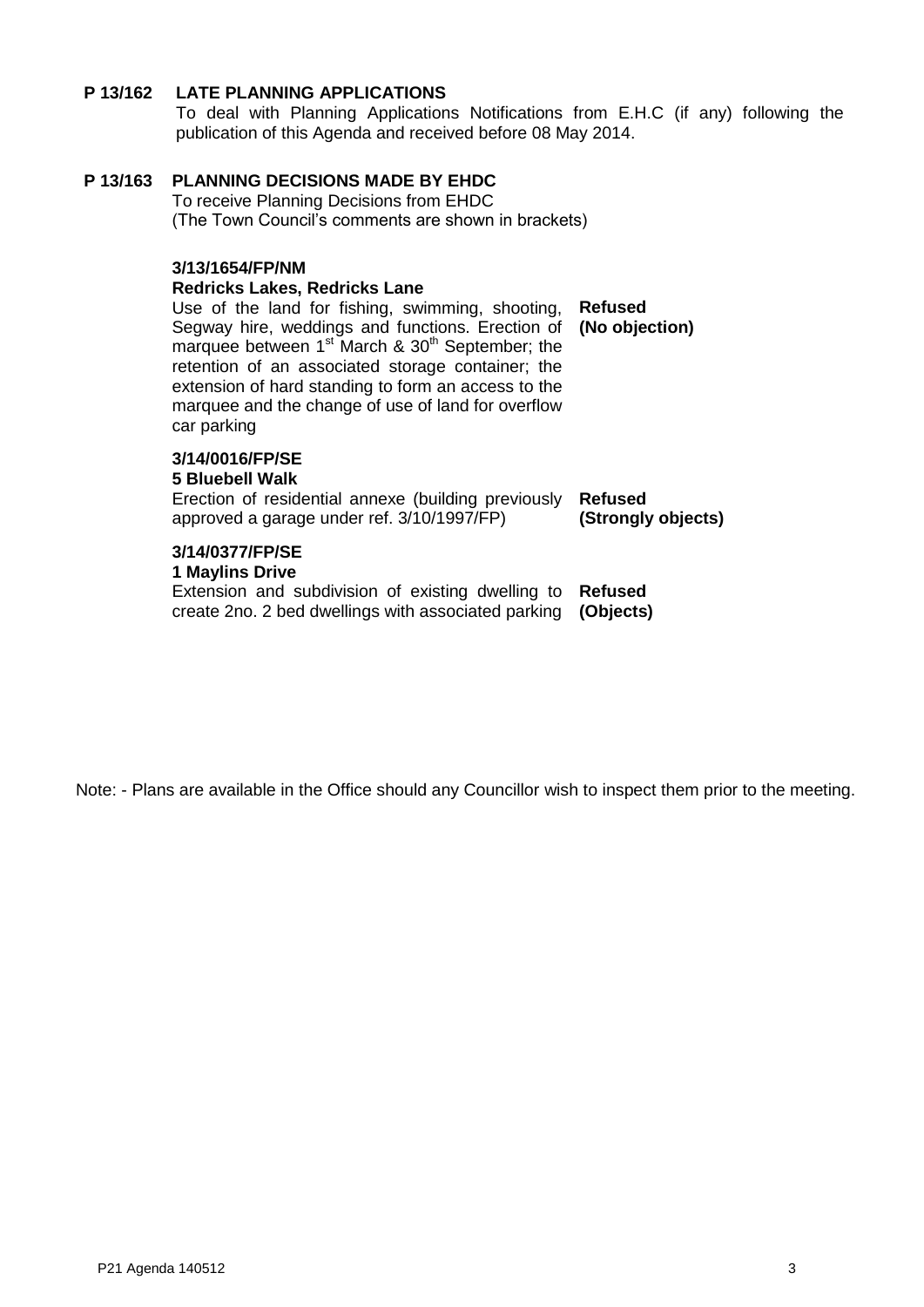**P 13/162 LATE PLANNING APPLICATIONS**

To deal with Planning Applications Notifications from E.H.C (if any) following the publication of this Agenda and received before 08 May 2014.

**P 13/163 PLANNING DECISIONS MADE BY EHDC**

To receive Planning Decisions from EHDC
(The Town Council's comments are shown in brackets)

**3/13/1654/FP/NM**
**Redricks Lakes, Redricks Lane**

| | |
|---|---|
| Use of the land for fishing, swimming, shooting, Segway hire, weddings and functions. Erection of marquee between 1st March & 30th September; the retention of an associated storage container; the extension of hard standing to form an access to the marquee and the change of use of land for overflow car parking | **Refused** **(No objection)** |

**3/14/0016/FP/SE**
**5 Bluebell Walk**

| | |
|---|---|
| Erection of residential annexe (building previously approved a garage under ref. 3/10/1997/FP) | **Refused** **(Strongly objects)** |

**3/14/0377/FP/SE**
**1 Maylins Drive**

| | |
|---|---|
| Extension and subdivision of existing dwelling to create 2no. 2 bed dwellings with associated parking | **Refused** **(Objects)** |

Note: - Plans are available in the Office should any Councillor wish to inspect them prior to the meeting.